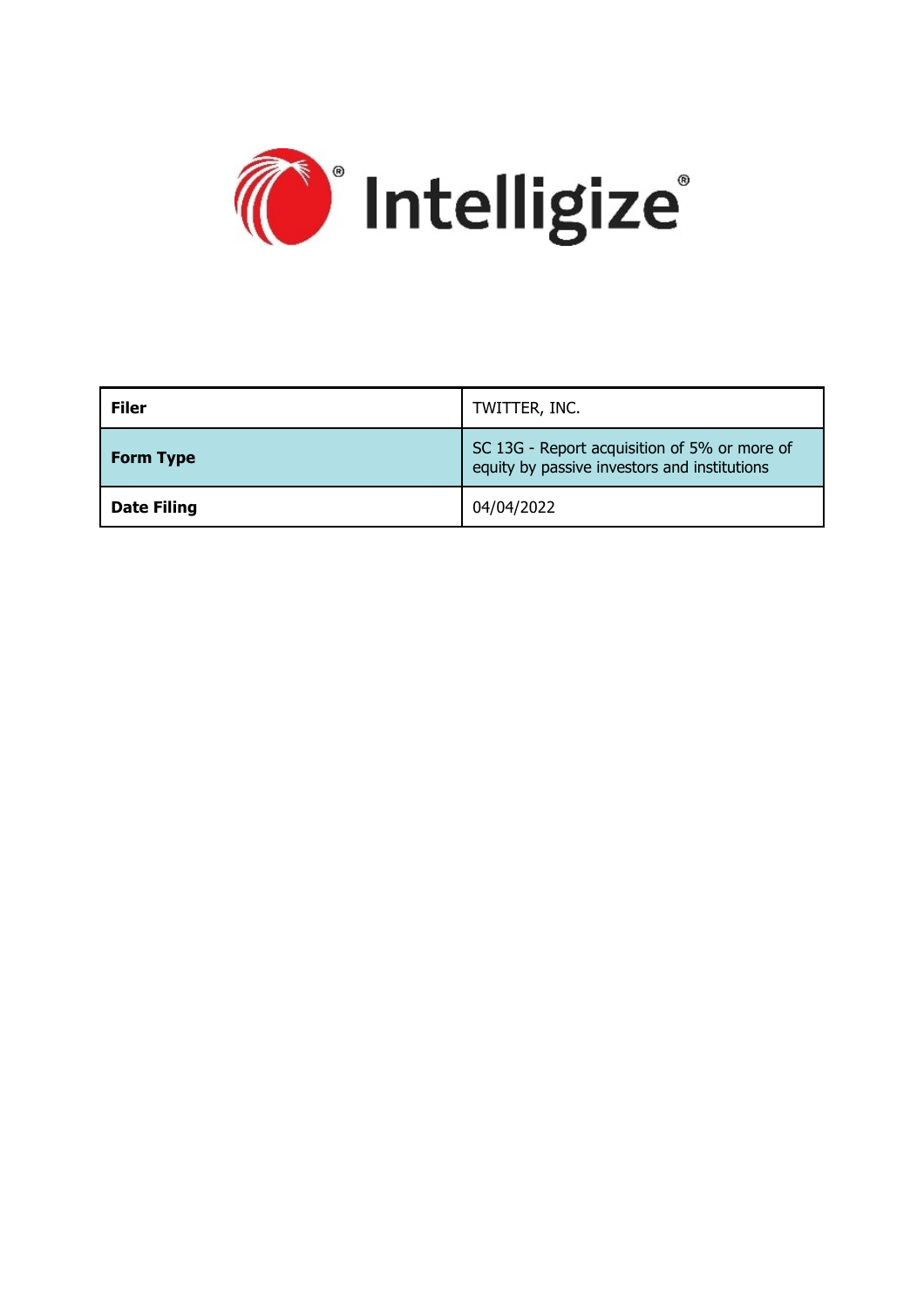Intelligize®

| Filer | TWITTER, INC. |
| --- | --- |
| Form Type | SC 13G - Report acquisition of 5% or more of equity by passive investors and institutions |
| Date Filing | 04/04/2022 |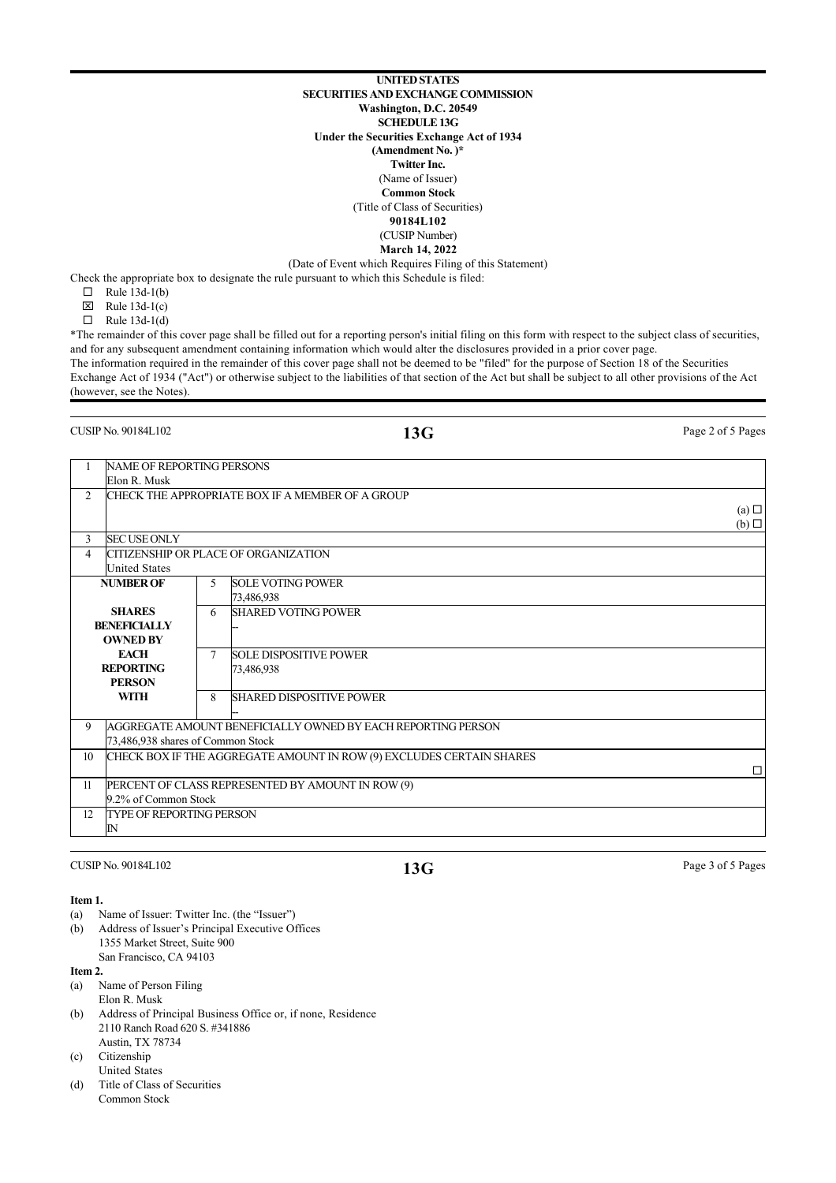**UNITED STATES**
**SECURITIES AND EXCHANGE COMMISSION**
**Washington, D.C. 20549**
**SCHEDULE 13G**
**Under the Securities Exchange Act of 1934**
**(Amendment No. )***
**Twitter Inc.**
(Name of Issuer)
**Common Stock**
(Title of Class of Securities)
**90184L102**
(CUSIP Number)
**March 14, 2022**
(Date of Event which Requires Filing of this Statement)

Check the appropriate box to designate the rule pursuant to which this Schedule is filed:

☐ Rule 13d-1(b)
☒ Rule 13d-1(c)
☐ Rule 13d-1(d)

*The remainder of this cover page shall be filled out for a reporting person's initial filing on this form with respect to the subject class of securities, and for any subsequent amendment containing information which would alter the disclosures provided in a prior cover page.

The information required in the remainder of this cover page shall not be deemed to be "filed" for the purpose of Section 18 of the Securities Exchange Act of 1934 ("Act") or otherwise subject to the liabilities of that section of the Act but shall be subject to all other provisions of the Act (however, see the Notes).

CUSIP No. 90184L102 **13G**

| 1 | NAME OF REPORTING PERSONS<br>Elon R. Musk | | |
|---|---|---|---|
| 2 | CHECK THE APPROPRIATE BOX IF A MEMBER OF A GROUP<br>(a) ☐<br>(b) ☐ | | |
| 3 | SEC USE ONLY | | |
| 4 | CITIZENSHIP OR PLACE OF ORGANIZATION<br>United States | | |
| NUMBER OF SHARES BENEFICIALLY OWNED BY EACH REPORTING PERSON WITH | | 5 | SOLE VOTING POWER<br>73,486,938 |
| | | 6 | SHARED VOTING POWER<br>-- |
| | | 7 | SOLE DISPOSITIVE POWER<br>73,486,938 |
| | | 8 | SHARED DISPOSITIVE POWER<br>-- |
| 9 | AGGREGATE AMOUNT BENEFICIALLY OWNED BY EACH REPORTING PERSON<br>73,486,938 shares of Common Stock | | |
| 10 | CHECK BOX IF THE AGGREGATE AMOUNT IN ROW (9) EXCLUDES CERTAIN SHARES ☐ | | |
| 11 | PERCENT OF CLASS REPRESENTED BY AMOUNT IN ROW (9)<br>9.2% of Common Stock | | |
| 12 | TYPE OF REPORTING PERSON<br>IN | | |

CUSIP No. 90184L102 **13G**

**Item 1.**

(a) Name of Issuer: Twitter Inc. (the "Issuer")

(b) Address of Issuer's Principal Executive Offices
1355 Market Street, Suite 900
San Francisco, CA 94103

**Item 2.**

(a) Name of Person Filing
Elon R. Musk

(b) Address of Principal Business Office or, if none, Residence
2110 Ranch Road 620 S. #341886
Austin, TX 78734

(c) Citizenship
United States

(d) Title of Class of Securities
Common Stock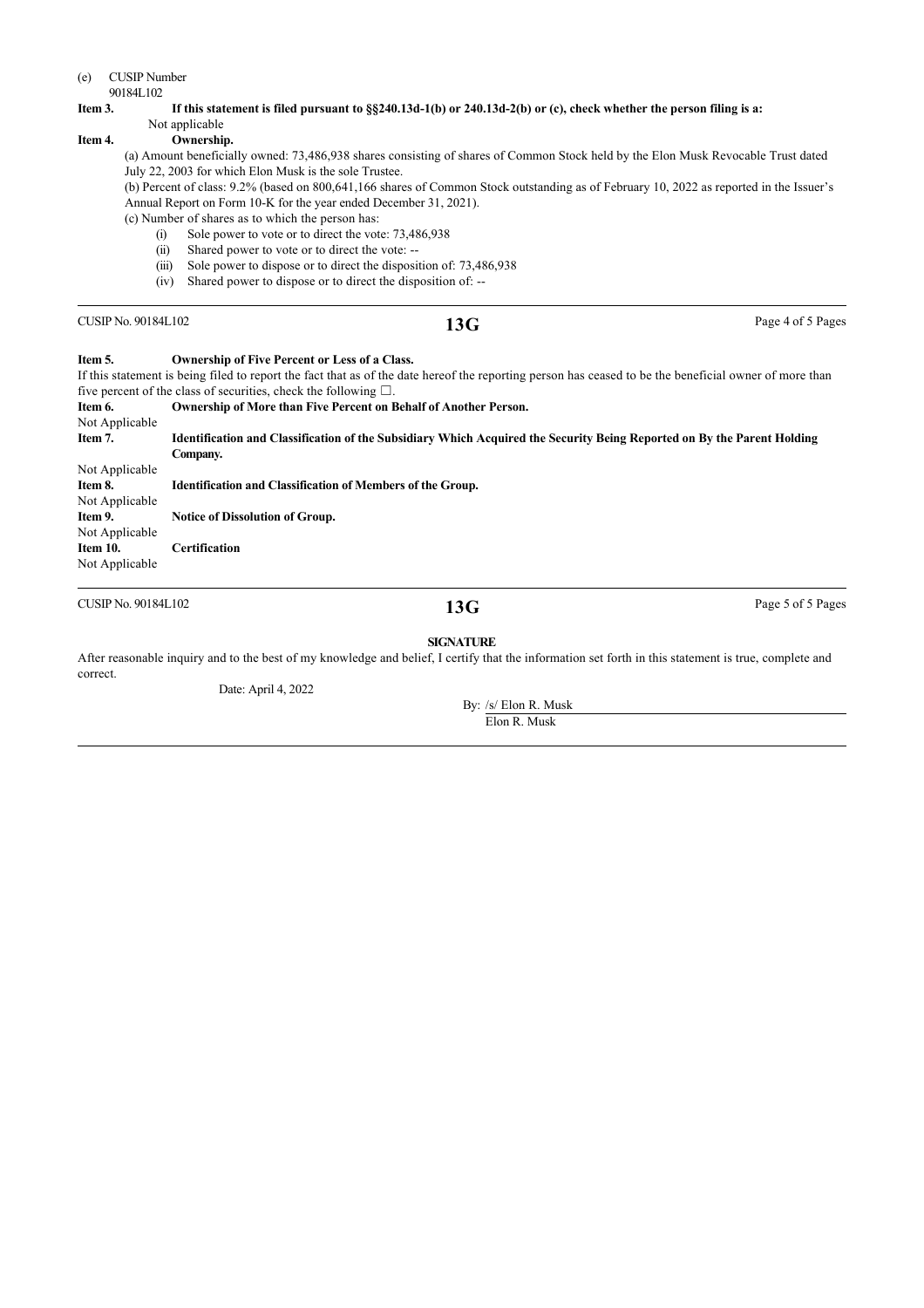(e) CUSIP Number
90184L102

**Item 3. If this statement is filed pursuant to §§240.13d-1(b) or 240.13d-2(b) or (c), check whether the person filing is a:**

Not applicable

**Item 4. Ownership.**

(a) Amount beneficially owned: 73,486,938 shares consisting of shares of Common Stock held by the Elon Musk Revocable Trust dated July 22, 2003 for which Elon Musk is the sole Trustee.

(b) Percent of class: 9.2% (based on 800,641,166 shares of Common Stock outstanding as of February 10, 2022 as reported in the Issuer's Annual Report on Form 10-K for the year ended December 31, 2021).

(c) Number of shares as to which the person has:

- (i) Sole power to vote or to direct the vote: 73,486,938
- (ii) Shared power to vote or to direct the vote: --
- (iii) Sole power to dispose or to direct the disposition of: 73,486,938
- (iv) Shared power to dispose or to direct the disposition of: --

**Item 5. Ownership of Five Percent or Less of a Class.**

If this statement is being filed to report the fact that as of the date hereof the reporting person has ceased to be the beneficial owner of more than five percent of the class of securities, check the following ☐.

**Item 6. Ownership of More than Five Percent on Behalf of Another Person.**

Not Applicable

**Item 7. Identification and Classification of the Subsidiary Which Acquired the Security Being Reported on By the Parent Holding Company.**

Not Applicable

**Item 8. Identification and Classification of Members of the Group.**

Not Applicable

**Item 9. Notice of Dissolution of Group.**

Not Applicable

**Item 10. Certification**

Not Applicable

**SIGNATURE**

After reasonable inquiry and to the best of my knowledge and belief, I certify that the information set forth in this statement is true, complete and correct.

Date: April 4, 2022

By: /s/ Elon R. Musk
Elon R. Musk